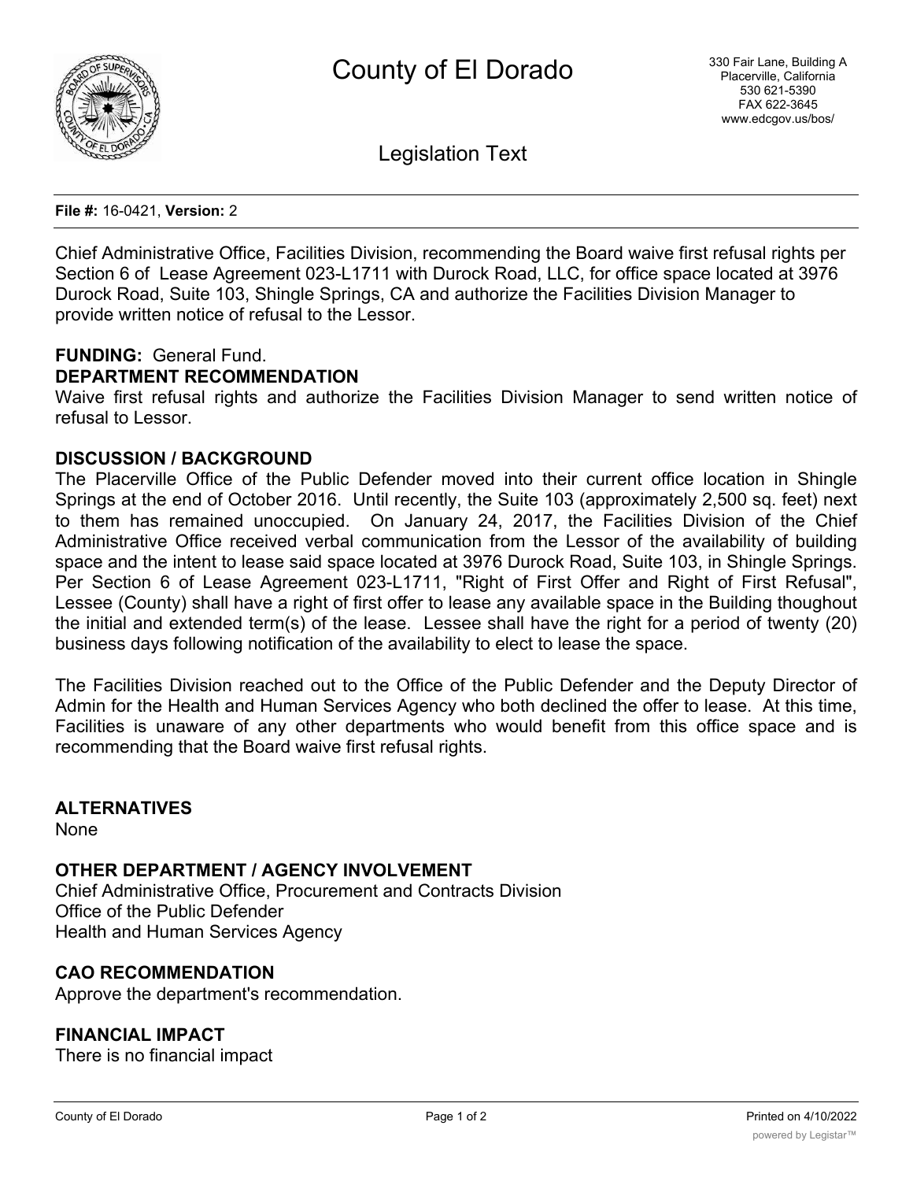# County of El Dorado

330 Fair Lane, Building A
Placerville, California
530 621-5390
FAX 622-3645
www.edcgov.us/bos/

Legislation Text

**File #:** 16-0421, **Version:** 2

Chief Administrative Office, Facilities Division, recommending the Board waive first refusal rights per Section 6 of Lease Agreement 023-L1711 with Durock Road, LLC, for office space located at 3976 Durock Road, Suite 103, Shingle Springs, CA and authorize the Facilities Division Manager to provide written notice of refusal to the Lessor.

**FUNDING:** General Fund.

**DEPARTMENT RECOMMENDATION**

Waive first refusal rights and authorize the Facilities Division Manager to send written notice of refusal to Lessor.

**DISCUSSION / BACKGROUND**

The Placerville Office of the Public Defender moved into their current office location in Shingle Springs at the end of October 2016. Until recently, the Suite 103 (approximately 2,500 sq. feet) next to them has remained unoccupied. On January 24, 2017, the Facilities Division of the Chief Administrative Office received verbal communication from the Lessor of the availability of building space and the intent to lease said space located at 3976 Durock Road, Suite 103, in Shingle Springs. Per Section 6 of Lease Agreement 023-L1711, "Right of First Offer and Right of First Refusal", Lessee (County) shall have a right of first offer to lease any available space in the Building thoughout the initial and extended term(s) of the lease. Lessee shall have the right for a period of twenty (20) business days following notification of the availability to elect to lease the space.

The Facilities Division reached out to the Office of the Public Defender and the Deputy Director of Admin for the Health and Human Services Agency who both declined the offer to lease. At this time, Facilities is unaware of any other departments who would benefit from this office space and is recommending that the Board waive first refusal rights.

**ALTERNATIVES**

None

**OTHER DEPARTMENT / AGENCY INVOLVEMENT**

Chief Administrative Office, Procurement and Contracts Division
Office of the Public Defender
Health and Human Services Agency

**CAO RECOMMENDATION**

Approve the department's recommendation.

**FINANCIAL IMPACT**

There is no financial impact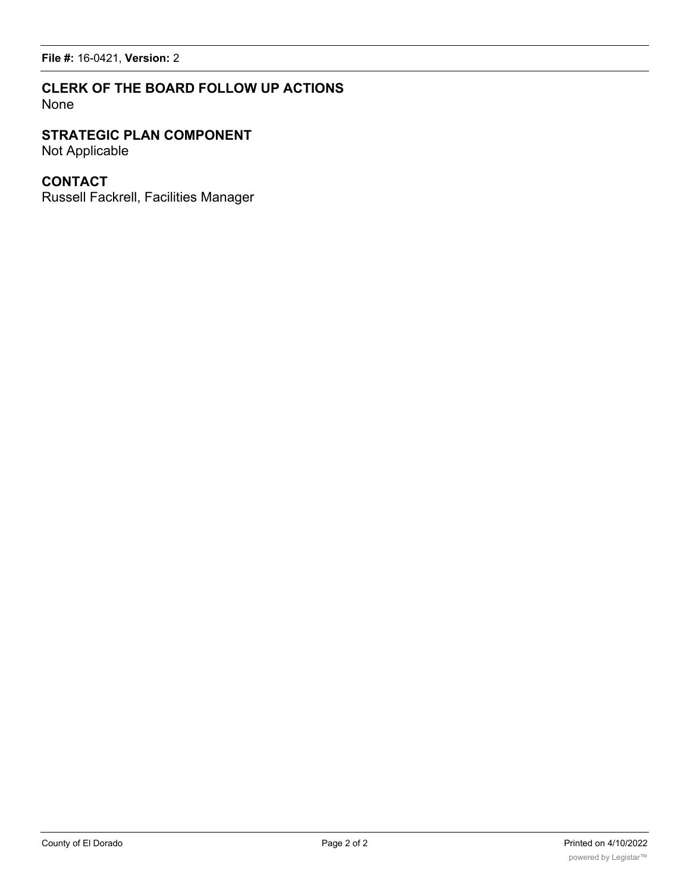**File #:** 16-0421, **Version:** 2

## CLERK OF THE BOARD FOLLOW UP ACTIONS

None

## STRATEGIC PLAN COMPONENT

Not Applicable

## CONTACT

Russell Fackrell, Facilities Manager